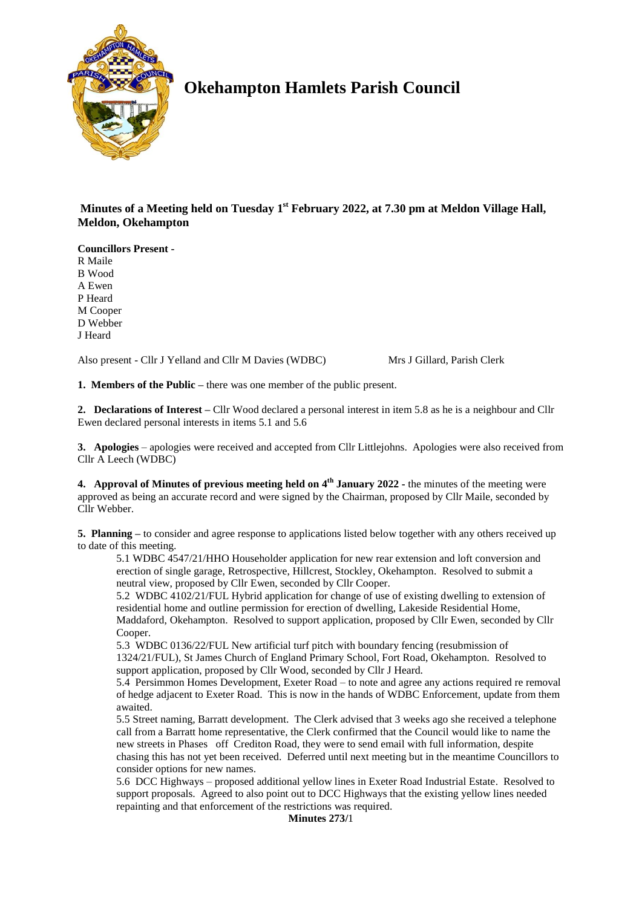# Okehampton Hamlets Parish Council

**Minutes of a Meeting held on Tuesday 1st February 2022, at 7.30 pm at Meldon Village Hall, Meldon, Okehampton**

**Councillors Present -**
R Maile
B Wood
A Ewen
P Heard
M Cooper
D Webber
J Heard

Also present - Cllr J Yelland and Cllr M Davies (WDBC)   Mrs J Gillard, Parish Clerk

**1. Members of the Public –** there was one member of the public present.

**2. Declarations of Interest –** Cllr Wood declared a personal interest in item 5.8 as he is a neighbour and Cllr Ewen declared personal interests in items 5.1 and 5.6

**3. Apologies** – apologies were received and accepted from Cllr Littlejohns. Apologies were also received from Cllr A Leech (WDBC)

**4. Approval of Minutes of previous meeting held on 4th January 2022 -** the minutes of the meeting were approved as being an accurate record and were signed by the Chairman, proposed by Cllr Maile, seconded by Cllr Webber.

**5. Planning –** to consider and agree response to applications listed below together with any others received up to date of this meeting.

5.1 WDBC 4547/21/HHO Householder application for new rear extension and loft conversion and erection of single garage, Retrospective, Hillcrest, Stockley, Okehampton. Resolved to submit a neutral view, proposed by Cllr Ewen, seconded by Cllr Cooper.

5.2 WDBC 4102/21/FUL Hybrid application for change of use of existing dwelling to extension of residential home and outline permission for erection of dwelling, Lakeside Residential Home, Maddaford, Okehampton. Resolved to support application, proposed by Cllr Ewen, seconded by Cllr Cooper.

5.3 WDBC 0136/22/FUL New artificial turf pitch with boundary fencing (resubmission of 1324/21/FUL), St James Church of England Primary School, Fort Road, Okehampton. Resolved to support application, proposed by Cllr Wood, seconded by Cllr J Heard.

5.4 Persimmon Homes Development, Exeter Road – to note and agree any actions required re removal of hedge adjacent to Exeter Road. This is now in the hands of WDBC Enforcement, update from them awaited.

5.5 Street naming, Barratt development. The Clerk advised that 3 weeks ago she received a telephone call from a Barratt home representative, the Clerk confirmed that the Council would like to name the new streets in Phases off Crediton Road, they were to send email with full information, despite chasing this has not yet been received. Deferred until next meeting but in the meantime Councillors to consider options for new names.

5.6 DCC Highways – proposed additional yellow lines in Exeter Road Industrial Estate. Resolved to support proposals. Agreed to also point out to DCC Highways that the existing yellow lines needed repainting and that enforcement of the restrictions was required.

**Minutes 273/**1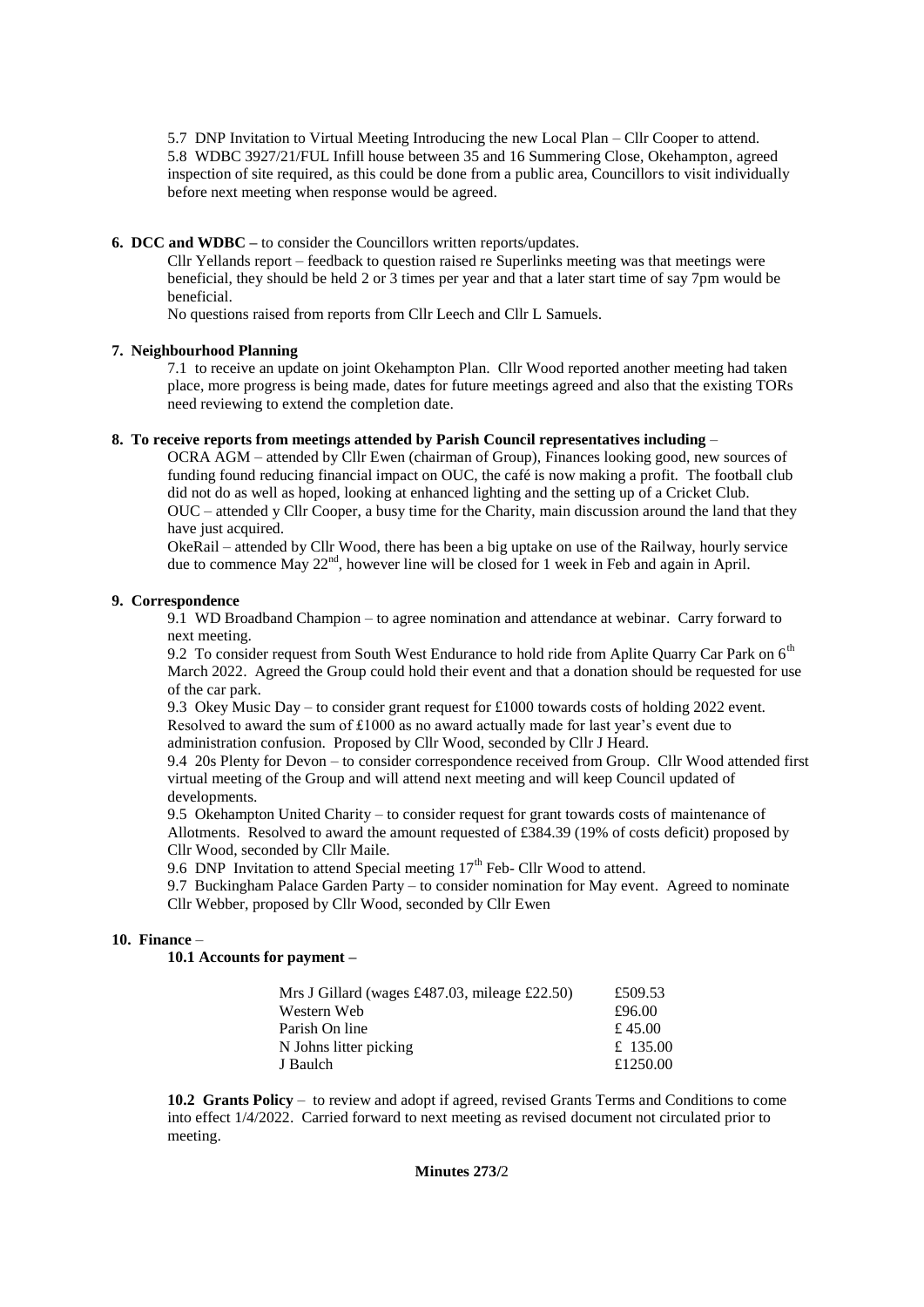5.7 DNP Invitation to Virtual Meeting Introducing the new Local Plan – Cllr Cooper to attend.
5.8 WDBC 3927/21/FUL Infill house between 35 and 16 Summering Close, Okehampton, agreed inspection of site required, as this could be done from a public area, Councillors to visit individually before next meeting when response would be agreed.

**6. DCC and WDBC –** to consider the Councillors written reports/updates.

Cllr Yellands report – feedback to question raised re Superlinks meeting was that meetings were beneficial, they should be held 2 or 3 times per year and that a later start time of say 7pm would be beneficial.

No questions raised from reports from Cllr Leech and Cllr L Samuels.

**7. Neighbourhood Planning**

7.1 to receive an update on joint Okehampton Plan. Cllr Wood reported another meeting had taken place, more progress is being made, dates for future meetings agreed and also that the existing TORs need reviewing to extend the completion date.

**8. To receive reports from meetings attended by Parish Council representatives including** –

OCRA AGM – attended by Cllr Ewen (chairman of Group), Finances looking good, new sources of funding found reducing financial impact on OUC, the café is now making a profit. The football club did not do as well as hoped, looking at enhanced lighting and the setting up of a Cricket Club.

OUC – attended y Cllr Cooper, a busy time for the Charity, main discussion around the land that they have just acquired.

OkeRail – attended by Cllr Wood, there has been a big uptake on use of the Railway, hourly service due to commence May 22nd, however line will be closed for 1 week in Feb and again in April.

**9. Correspondence**

9.1 WD Broadband Champion – to agree nomination and attendance at webinar. Carry forward to next meeting.

9.2 To consider request from South West Endurance to hold ride from Aplite Quarry Car Park on 6th March 2022. Agreed the Group could hold their event and that a donation should be requested for use of the car park.

9.3 Okey Music Day – to consider grant request for £1000 towards costs of holding 2022 event. Resolved to award the sum of £1000 as no award actually made for last year's event due to administration confusion. Proposed by Cllr Wood, seconded by Cllr J Heard.

9.4 20s Plenty for Devon – to consider correspondence received from Group. Cllr Wood attended first virtual meeting of the Group and will attend next meeting and will keep Council updated of developments.

9.5 Okehampton United Charity – to consider request for grant towards costs of maintenance of Allotments. Resolved to award the amount requested of £384.39 (19% of costs deficit) proposed by Cllr Wood, seconded by Cllr Maile.

9.6 DNP Invitation to attend Special meeting 17th Feb- Cllr Wood to attend.

9.7 Buckingham Palace Garden Party – to consider nomination for May event. Agreed to nominate Cllr Webber, proposed by Cllr Wood, seconded by Cllr Ewen

**10. Finance** –

**10.1 Accounts for payment –**

| | |
|---|---|
| Mrs J Gillard (wages £487.03, mileage £22.50) | £509.53 |
| Western Web | £96.00 |
| Parish On line | £ 45.00 |
| N Johns litter picking | £ 135.00 |
| J Baulch | £1250.00 |

**10.2 Grants Policy** – to review and adopt if agreed, revised Grants Terms and Conditions to come into effect 1/4/2022. Carried forward to next meeting as revised document not circulated prior to meeting.

**Minutes 273/**2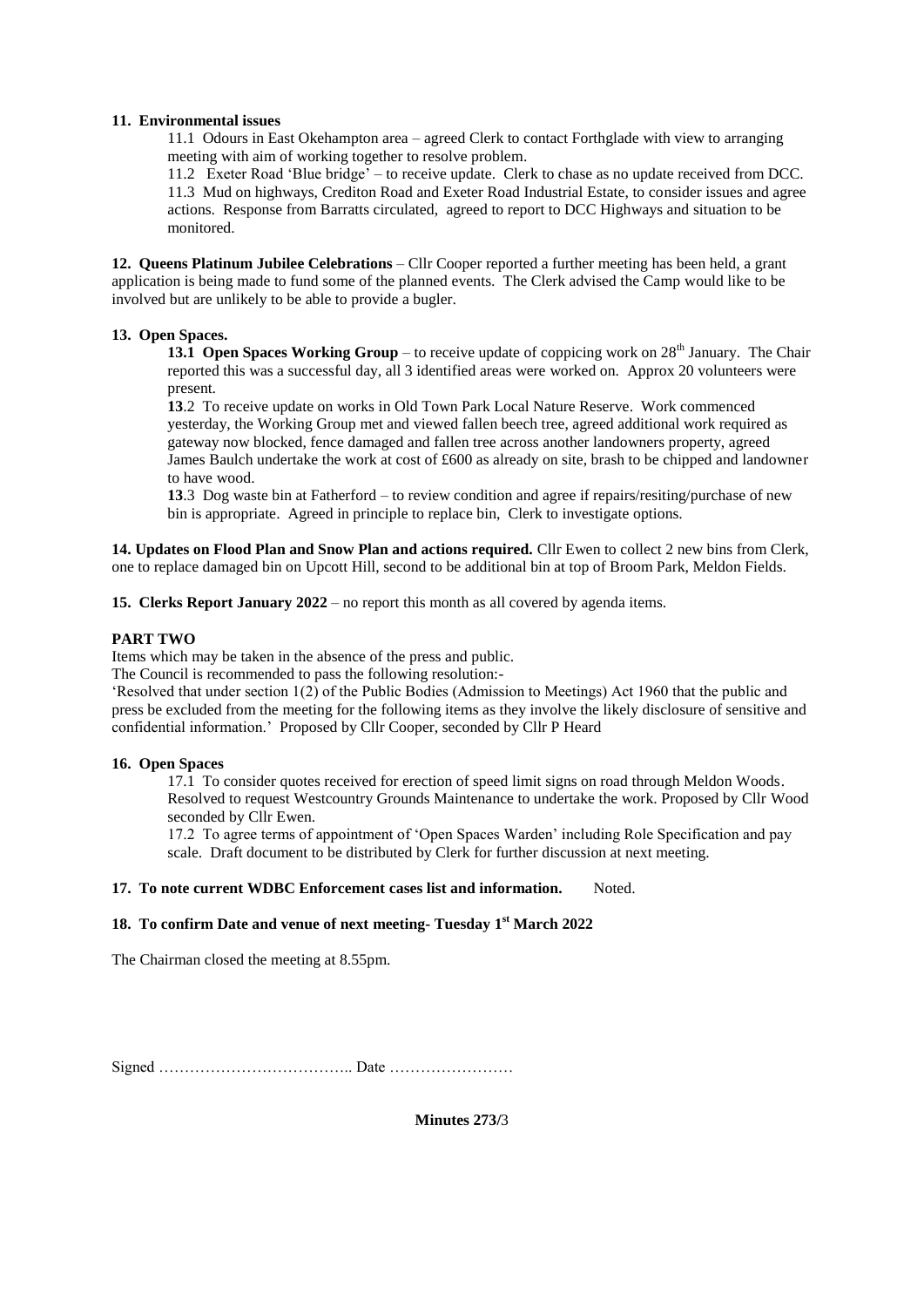**11. Environmental issues**

11.1 Odours in East Okehampton area – agreed Clerk to contact Forthglade with view to arranging meeting with aim of working together to resolve problem.

11.2 Exeter Road 'Blue bridge' – to receive update. Clerk to chase as no update received from DCC.

11.3 Mud on highways, Crediton Road and Exeter Road Industrial Estate, to consider issues and agree actions. Response from Barratts circulated, agreed to report to DCC Highways and situation to be monitored.

**12. Queens Platinum Jubilee Celebrations** – Cllr Cooper reported a further meeting has been held, a grant application is being made to fund some of the planned events. The Clerk advised the Camp would like to be involved but are unlikely to be able to provide a bugler.

**13. Open Spaces.**

**13.1 Open Spaces Working Group** – to receive update of coppicing work on 28th January. The Chair reported this was a successful day, all 3 identified areas were worked on. Approx 20 volunteers were present.

**13**.2 To receive update on works in Old Town Park Local Nature Reserve. Work commenced yesterday, the Working Group met and viewed fallen beech tree, agreed additional work required as gateway now blocked, fence damaged and fallen tree across another landowners property, agreed James Baulch undertake the work at cost of £600 as already on site, brash to be chipped and landowner to have wood.

**13**.3 Dog waste bin at Fatherford – to review condition and agree if repairs/resiting/purchase of new bin is appropriate. Agreed in principle to replace bin, Clerk to investigate options.

**14. Updates on Flood Plan and Snow Plan and actions required.** Cllr Ewen to collect 2 new bins from Clerk, one to replace damaged bin on Upcott Hill, second to be additional bin at top of Broom Park, Meldon Fields.

**15. Clerks Report January 2022** – no report this month as all covered by agenda items.

**PART TWO**

Items which may be taken in the absence of the press and public.

The Council is recommended to pass the following resolution:-

'Resolved that under section 1(2) of the Public Bodies (Admission to Meetings) Act 1960 that the public and press be excluded from the meeting for the following items as they involve the likely disclosure of sensitive and confidential information.' Proposed by Cllr Cooper, seconded by Cllr P Heard

**16. Open Spaces**

17.1 To consider quotes received for erection of speed limit signs on road through Meldon Woods. Resolved to request Westcountry Grounds Maintenance to undertake the work. Proposed by Cllr Wood seconded by Cllr Ewen.

17.2 To agree terms of appointment of 'Open Spaces Warden' including Role Specification and pay scale. Draft document to be distributed by Clerk for further discussion at next meeting.

**17. To note current WDBC Enforcement cases list and information.** Noted.

**18. To confirm Date and venue of next meeting- Tuesday 1st March 2022**

The Chairman closed the meeting at 8.55pm.

Signed ……………………………….. Date ……………………

**Minutes 273/**3